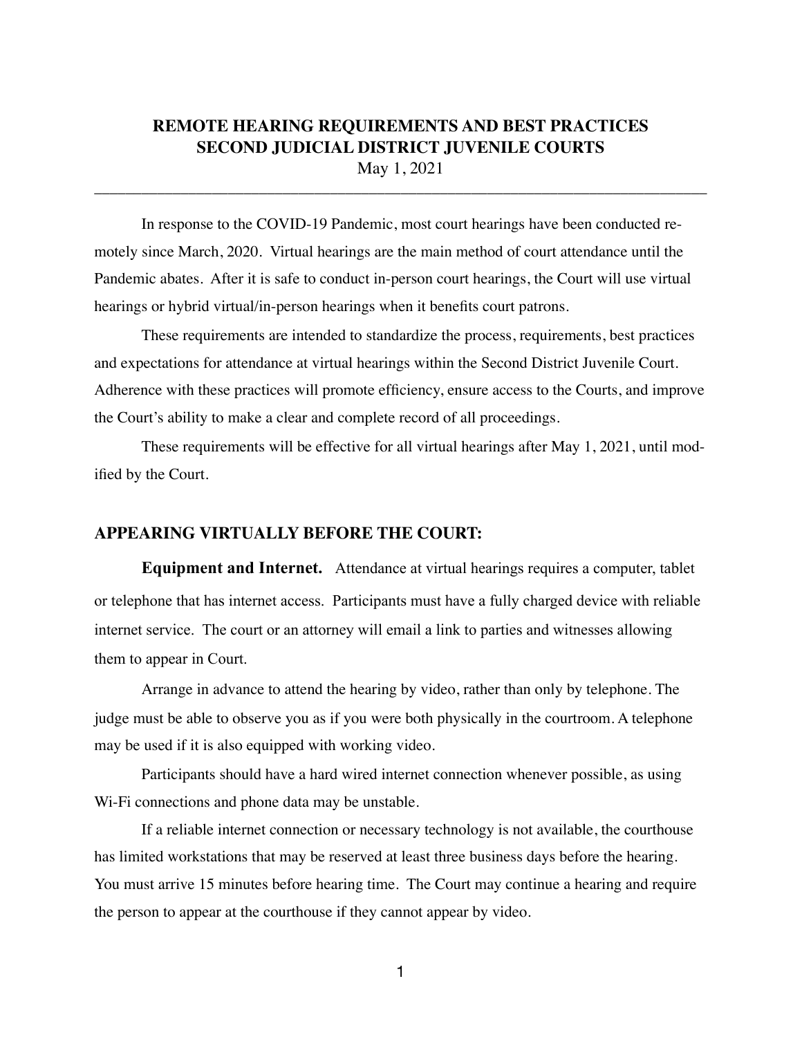# REMOTE HEARING REQUIREMENTS AND BEST PRACTICES
# SECOND JUDICIAL DISTRICT JUVENILE COURTS

May 1, 2021

---

In response to the COVID-19 Pandemic, most court hearings have been conducted remotely since March, 2020. Virtual hearings are the main method of court attendance until the Pandemic abates. After it is safe to conduct in-person court hearings, the Court will use virtual hearings or hybrid virtual/in-person hearings when it benefits court patrons.

These requirements are intended to standardize the process, requirements, best practices and expectations for attendance at virtual hearings within the Second District Juvenile Court. Adherence with these practices will promote efficiency, ensure access to the Courts, and improve the Court's ability to make a clear and complete record of all proceedings.

These requirements will be effective for all virtual hearings after May 1, 2021, until modified by the Court.

## APPEARING VIRTUALLY BEFORE THE COURT:

**Equipment and Internet.** Attendance at virtual hearings requires a computer, tablet or telephone that has internet access. Participants must have a fully charged device with reliable internet service. The court or an attorney will email a link to parties and witnesses allowing them to appear in Court.

Arrange in advance to attend the hearing by video, rather than only by telephone. The judge must be able to observe you as if you were both physically in the courtroom. A telephone may be used if it is also equipped with working video.

Participants should have a hard wired internet connection whenever possible, as using Wi-Fi connections and phone data may be unstable.

If a reliable internet connection or necessary technology is not available, the courthouse has limited workstations that may be reserved at least three business days before the hearing. You must arrive 15 minutes before hearing time. The Court may continue a hearing and require the person to appear at the courthouse if they cannot appear by video.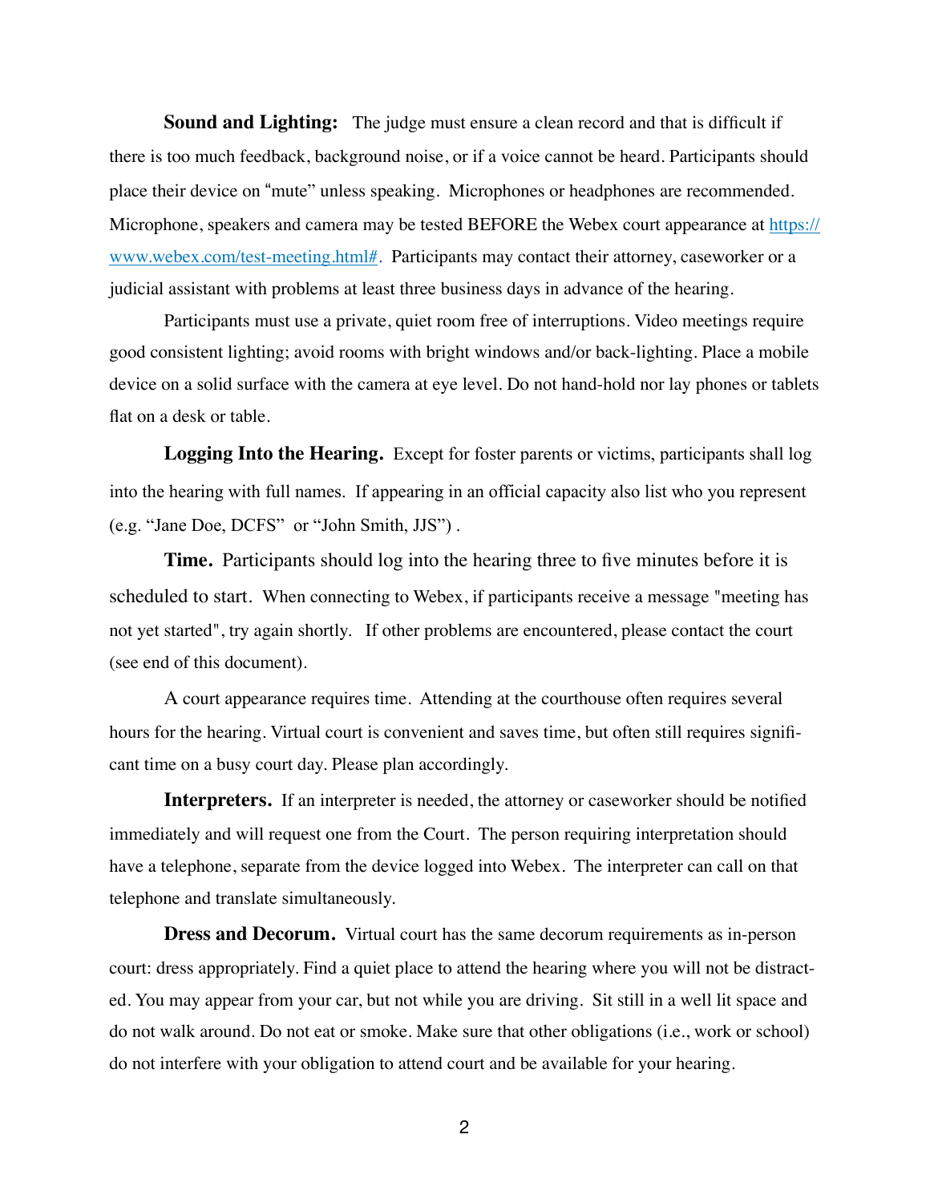**Sound and Lighting:** The judge must ensure a clean record and that is difficult if there is too much feedback, background noise, or if a voice cannot be heard. Participants should place their device on "mute" unless speaking. Microphones or headphones are recommended. Microphone, speakers and camera may be tested BEFORE the Webex court appearance at [https://www.webex.com/test-meeting.html#](https://www.webex.com/test-meeting.html#). Participants may contact their attorney, caseworker or a judicial assistant with problems at least three business days in advance of the hearing.

Participants must use a private, quiet room free of interruptions. Video meetings require good consistent lighting; avoid rooms with bright windows and/or back-lighting. Place a mobile device on a solid surface with the camera at eye level. Do not hand-hold nor lay phones or tablets flat on a desk or table.

**Logging Into the Hearing.** Except for foster parents or victims, participants shall log into the hearing with full names. If appearing in an official capacity also list who you represent (e.g. "Jane Doe, DCFS" or "John Smith, JJS") .

**Time.** Participants should log into the hearing three to five minutes before it is scheduled to start. When connecting to Webex, if participants receive a message "meeting has not yet started", try again shortly. If other problems are encountered, please contact the court (see end of this document).

A court appearance requires time. Attending at the courthouse often requires several hours for the hearing. Virtual court is convenient and saves time, but often still requires significant time on a busy court day. Please plan accordingly.

**Interpreters.** If an interpreter is needed, the attorney or caseworker should be notified immediately and will request one from the Court. The person requiring interpretation should have a telephone, separate from the device logged into Webex. The interpreter can call on that telephone and translate simultaneously.

**Dress and Decorum.** Virtual court has the same decorum requirements as in-person court: dress appropriately. Find a quiet place to attend the hearing where you will not be distracted. You may appear from your car, but not while you are driving. Sit still in a well lit space and do not walk around. Do not eat or smoke. Make sure that other obligations (i.e., work or school) do not interfere with your obligation to attend court and be available for your hearing.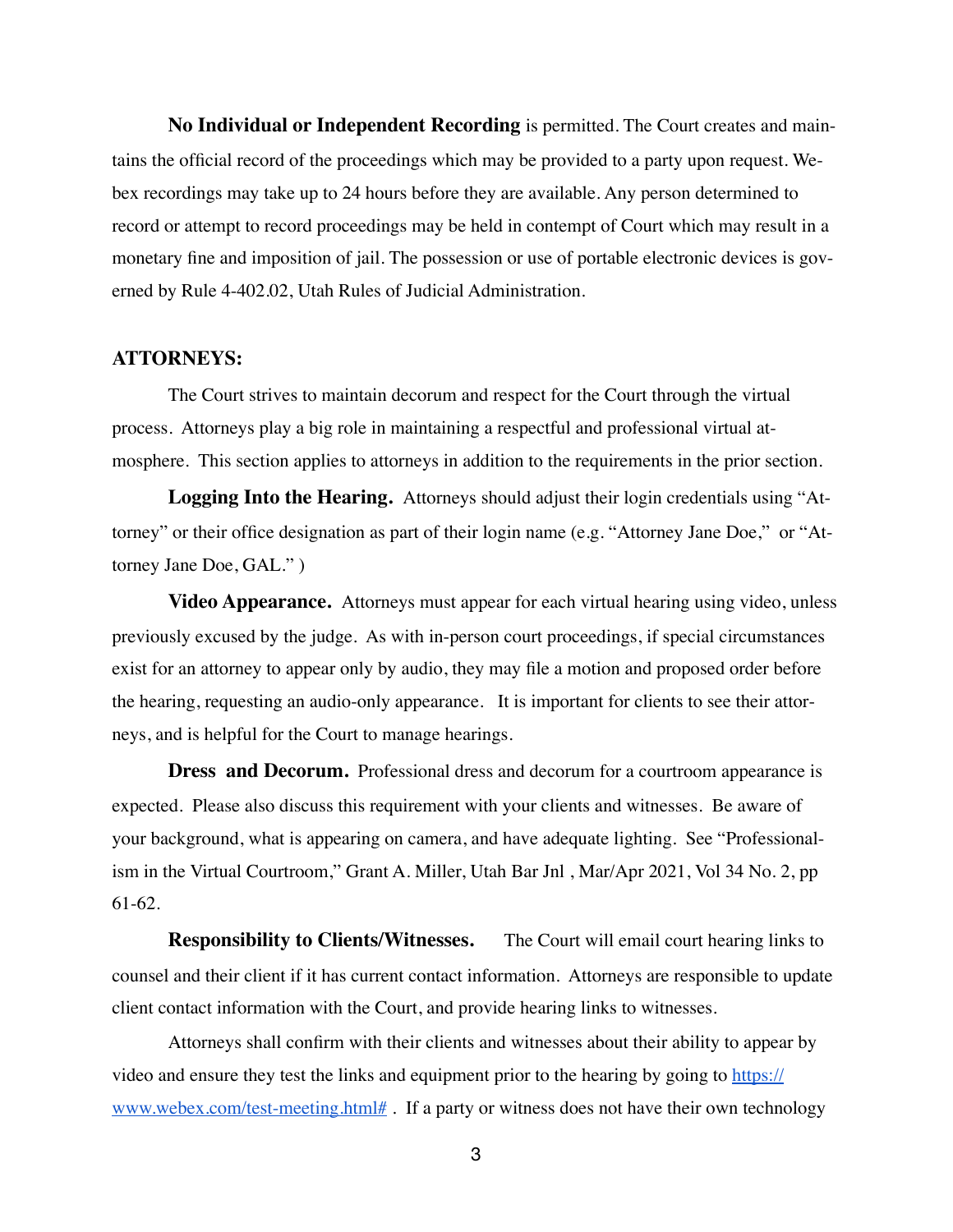**No Individual or Independent Recording** is permitted. The Court creates and maintains the official record of the proceedings which may be provided to a party upon request. Webex recordings may take up to 24 hours before they are available. Any person determined to record or attempt to record proceedings may be held in contempt of Court which may result in a monetary fine and imposition of jail. The possession or use of portable electronic devices is governed by Rule 4-402.02, Utah Rules of Judicial Administration.

**ATTORNEYS:**

The Court strives to maintain decorum and respect for the Court through the virtual process. Attorneys play a big role in maintaining a respectful and professional virtual atmosphere. This section applies to attorneys in addition to the requirements in the prior section.

**Logging Into the Hearing.** Attorneys should adjust their login credentials using "Attorney" or their office designation as part of their login name (e.g. "Attorney Jane Doe," or "Attorney Jane Doe, GAL." )

**Video Appearance.** Attorneys must appear for each virtual hearing using video, unless previously excused by the judge. As with in-person court proceedings, if special circumstances exist for an attorney to appear only by audio, they may file a motion and proposed order before the hearing, requesting an audio-only appearance. It is important for clients to see their attorneys, and is helpful for the Court to manage hearings.

**Dress and Decorum.** Professional dress and decorum for a courtroom appearance is expected. Please also discuss this requirement with your clients and witnesses. Be aware of your background, what is appearing on camera, and have adequate lighting. See "Professionalism in the Virtual Courtroom," Grant A. Miller, Utah Bar Jnl , Mar/Apr 2021, Vol 34 No. 2, pp 61-62.

**Responsibility to Clients/Witnesses.** The Court will email court hearing links to counsel and their client if it has current contact information. Attorneys are responsible to update client contact information with the Court, and provide hearing links to witnesses.

Attorneys shall confirm with their clients and witnesses about their ability to appear by video and ensure they test the links and equipment prior to the hearing by going to https://www.webex.com/test-meeting.html# . If a party or witness does not have their own technology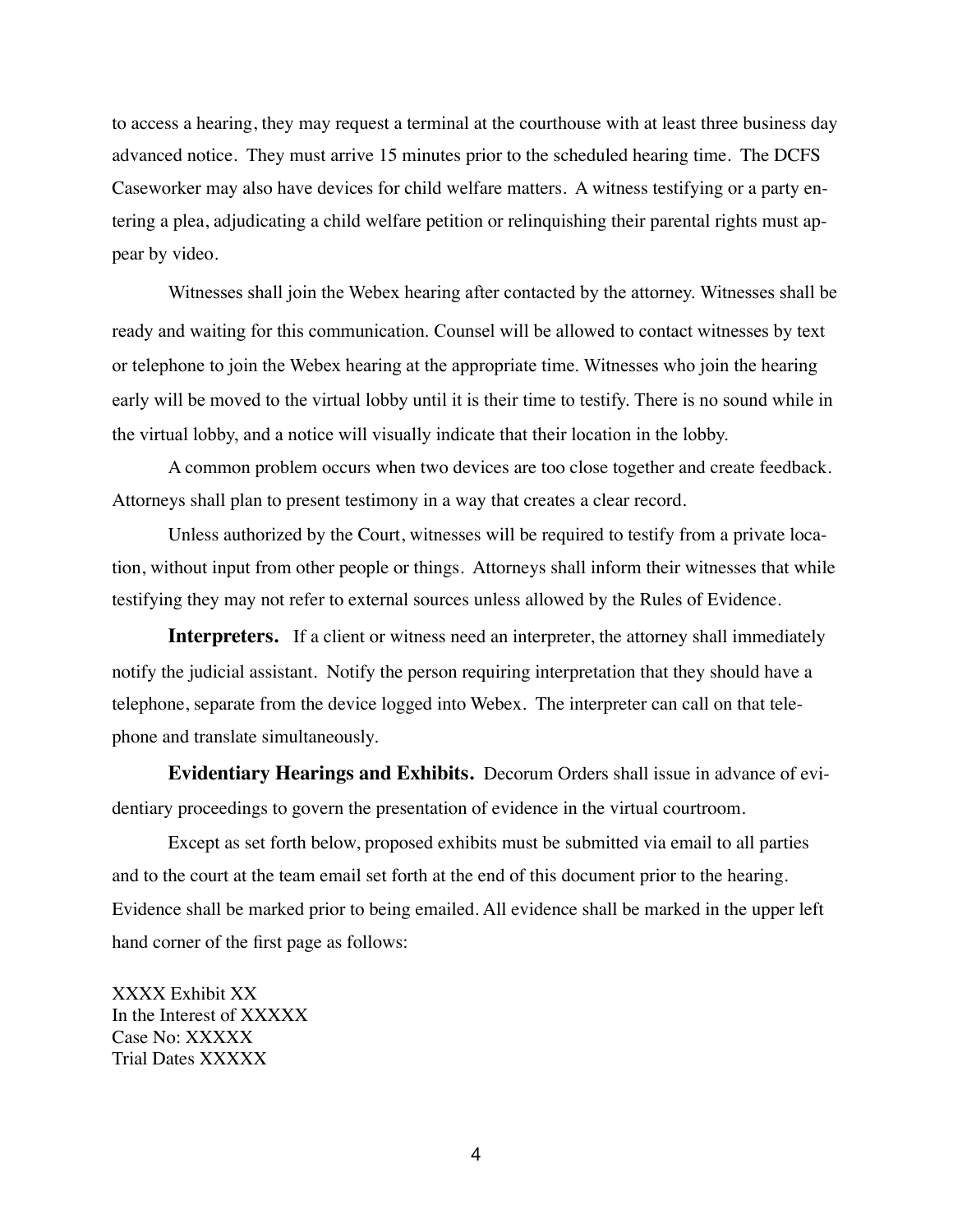to access a hearing, they may request a terminal at the courthouse with at least three business day advanced notice. They must arrive 15 minutes prior to the scheduled hearing time. The DCFS Caseworker may also have devices for child welfare matters. A witness testifying or a party entering a plea, adjudicating a child welfare petition or relinquishing their parental rights must appear by video.

Witnesses shall join the Webex hearing after contacted by the attorney. Witnesses shall be ready and waiting for this communication. Counsel will be allowed to contact witnesses by text or telephone to join the Webex hearing at the appropriate time. Witnesses who join the hearing early will be moved to the virtual lobby until it is their time to testify. There is no sound while in the virtual lobby, and a notice will visually indicate that their location in the lobby.

A common problem occurs when two devices are too close together and create feedback. Attorneys shall plan to present testimony in a way that creates a clear record.

Unless authorized by the Court, witnesses will be required to testify from a private location, without input from other people or things. Attorneys shall inform their witnesses that while testifying they may not refer to external sources unless allowed by the Rules of Evidence.

**Interpreters.** If a client or witness need an interpreter, the attorney shall immediately notify the judicial assistant. Notify the person requiring interpretation that they should have a telephone, separate from the device logged into Webex. The interpreter can call on that telephone and translate simultaneously.

**Evidentiary Hearings and Exhibits.** Decorum Orders shall issue in advance of evidentiary proceedings to govern the presentation of evidence in the virtual courtroom.

Except as set forth below, proposed exhibits must be submitted via email to all parties and to the court at the team email set forth at the end of this document prior to the hearing. Evidence shall be marked prior to being emailed. All evidence shall be marked in the upper left hand corner of the first page as follows:

XXXX Exhibit XX
In the Interest of XXXXX
Case No: XXXXX
Trial Dates XXXXX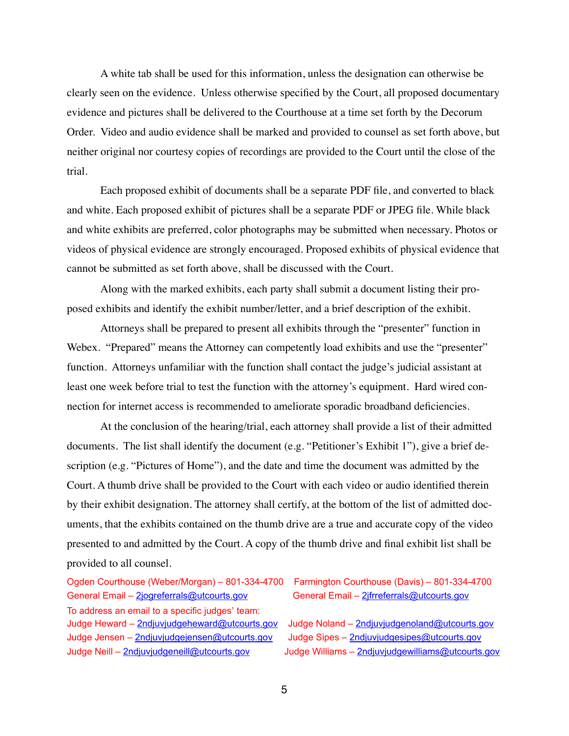A white tab shall be used for this information, unless the designation can otherwise be clearly seen on the evidence. Unless otherwise specified by the Court, all proposed documentary evidence and pictures shall be delivered to the Courthouse at a time set forth by the Decorum Order. Video and audio evidence shall be marked and provided to counsel as set forth above, but neither original nor courtesy copies of recordings are provided to the Court until the close of the trial.

Each proposed exhibit of documents shall be a separate PDF file, and converted to black and white. Each proposed exhibit of pictures shall be a separate PDF or JPEG file. While black and white exhibits are preferred, color photographs may be submitted when necessary. Photos or videos of physical evidence are strongly encouraged. Proposed exhibits of physical evidence that cannot be submitted as set forth above, shall be discussed with the Court.

Along with the marked exhibits, each party shall submit a document listing their proposed exhibits and identify the exhibit number/letter, and a brief description of the exhibit.

Attorneys shall be prepared to present all exhibits through the "presenter" function in Webex. "Prepared" means the Attorney can competently load exhibits and use the "presenter" function. Attorneys unfamiliar with the function shall contact the judge's judicial assistant at least one week before trial to test the function with the attorney's equipment. Hard wired connection for internet access is recommended to ameliorate sporadic broadband deficiencies.

At the conclusion of the hearing/trial, each attorney shall provide a list of their admitted documents. The list shall identify the document (e.g. "Petitioner's Exhibit 1"), give a brief description (e.g. "Pictures of Home"), and the date and time the document was admitted by the Court. A thumb drive shall be provided to the Court with each video or audio identified therein by their exhibit designation. The attorney shall certify, at the bottom of the list of admitted documents, that the exhibits contained on the thumb drive are a true and accurate copy of the video presented to and admitted by the Court. A copy of the thumb drive and final exhibit list shall be provided to all counsel.

Ogden Courthouse (Weber/Morgan) – 801-334-4700
General Email – 2jogreferrals@utcourts.gov

Farmington Courthouse (Davis) – 801-334-4700
General Email – 2jfrreferrals@utcourts.gov

To address an email to a specific judges' team:

Judge Heward – 2ndjuvjudgeheward@utcourts.gov
Judge Jensen – 2ndjuvjudgejensen@utcourts.gov
Judge Neill – 2ndjuvjudgeneill@utcourts.gov
Judge Noland – 2ndjuvjudgenoland@utcourts.gov
Judge Sipes – 2ndjuvjudgesipes@utcourts.gov
Judge Williams – 2ndjuvjudgewilliams@utcourts.gov